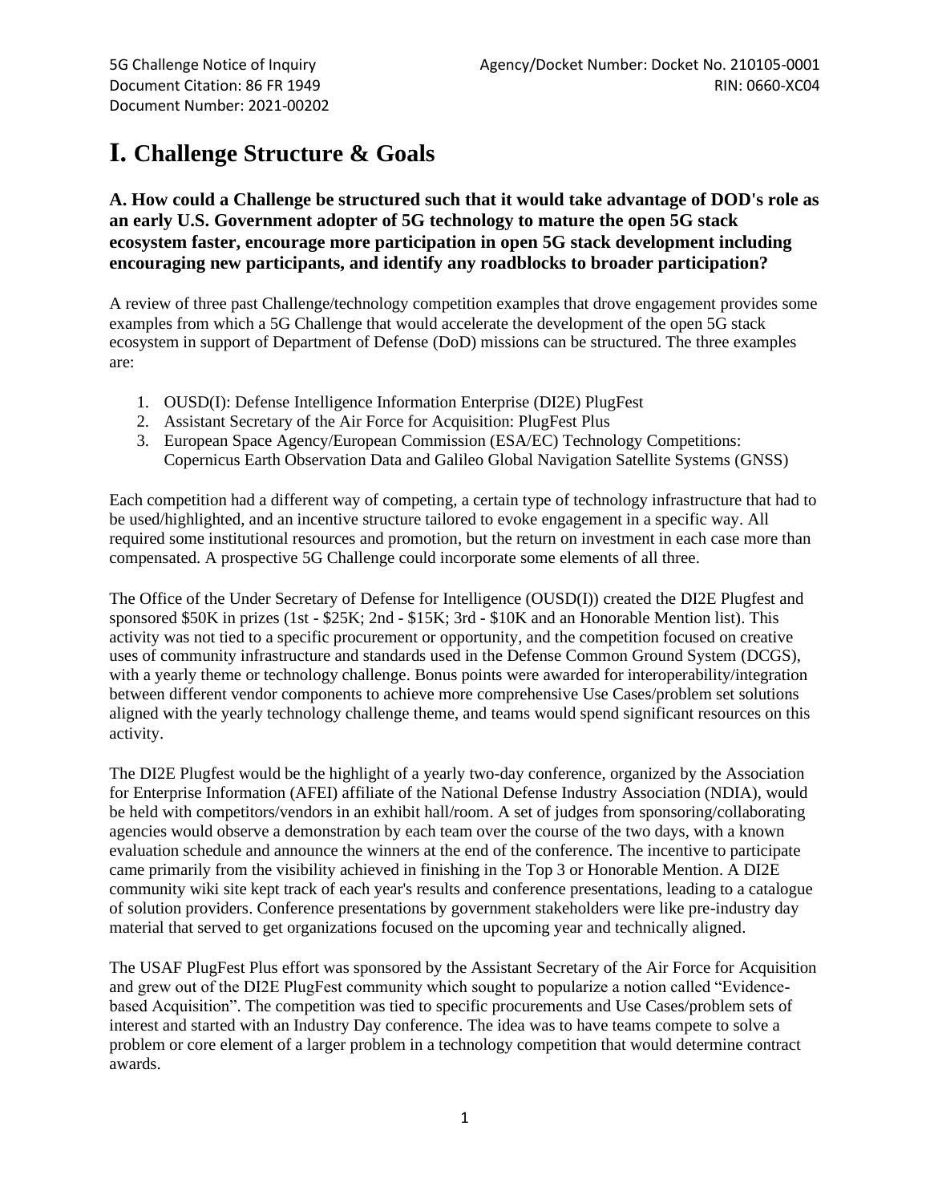5G Challenge Notice of Inquiry
Document Citation: 86 FR 1949
Document Number: 2021-00202

Agency/Docket Number: Docket No. 210105-0001
RIN: 0660-XC04

# I. Challenge Structure & Goals

### A. How could a Challenge be structured such that it would take advantage of DOD's role as an early U.S. Government adopter of 5G technology to mature the open 5G stack ecosystem faster, encourage more participation in open 5G stack development including encouraging new participants, and identify any roadblocks to broader participation?

A review of three past Challenge/technology competition examples that drove engagement provides some examples from which a 5G Challenge that would accelerate the development of the open 5G stack ecosystem in support of Department of Defense (DoD) missions can be structured. The three examples are:

1. OUSD(I): Defense Intelligence Information Enterprise (DI2E) PlugFest
2. Assistant Secretary of the Air Force for Acquisition: PlugFest Plus
3. European Space Agency/European Commission (ESA/EC) Technology Competitions: Copernicus Earth Observation Data and Galileo Global Navigation Satellite Systems (GNSS)

Each competition had a different way of competing, a certain type of technology infrastructure that had to be used/highlighted, and an incentive structure tailored to evoke engagement in a specific way. All required some institutional resources and promotion, but the return on investment in each case more than compensated. A prospective 5G Challenge could incorporate some elements of all three.

The Office of the Under Secretary of Defense for Intelligence (OUSD(I)) created the DI2E Plugfest and sponsored $50K in prizes (1st - $25K; 2nd - $15K; 3rd - $10K and an Honorable Mention list). This activity was not tied to a specific procurement or opportunity, and the competition focused on creative uses of community infrastructure and standards used in the Defense Common Ground System (DCGS), with a yearly theme or technology challenge. Bonus points were awarded for interoperability/integration between different vendor components to achieve more comprehensive Use Cases/problem set solutions aligned with the yearly technology challenge theme, and teams would spend significant resources on this activity.

The DI2E Plugfest would be the highlight of a yearly two-day conference, organized by the Association for Enterprise Information (AFEI) affiliate of the National Defense Industry Association (NDIA), would be held with competitors/vendors in an exhibit hall/room. A set of judges from sponsoring/collaborating agencies would observe a demonstration by each team over the course of the two days, with a known evaluation schedule and announce the winners at the end of the conference. The incentive to participate came primarily from the visibility achieved in finishing in the Top 3 or Honorable Mention. A DI2E community wiki site kept track of each year's results and conference presentations, leading to a catalogue of solution providers. Conference presentations by government stakeholders were like pre-industry day material that served to get organizations focused on the upcoming year and technically aligned.

The USAF PlugFest Plus effort was sponsored by the Assistant Secretary of the Air Force for Acquisition and grew out of the DI2E PlugFest community which sought to popularize a notion called "Evidence-based Acquisition". The competition was tied to specific procurements and Use Cases/problem sets of interest and started with an Industry Day conference. The idea was to have teams compete to solve a problem or core element of a larger problem in a technology competition that would determine contract awards.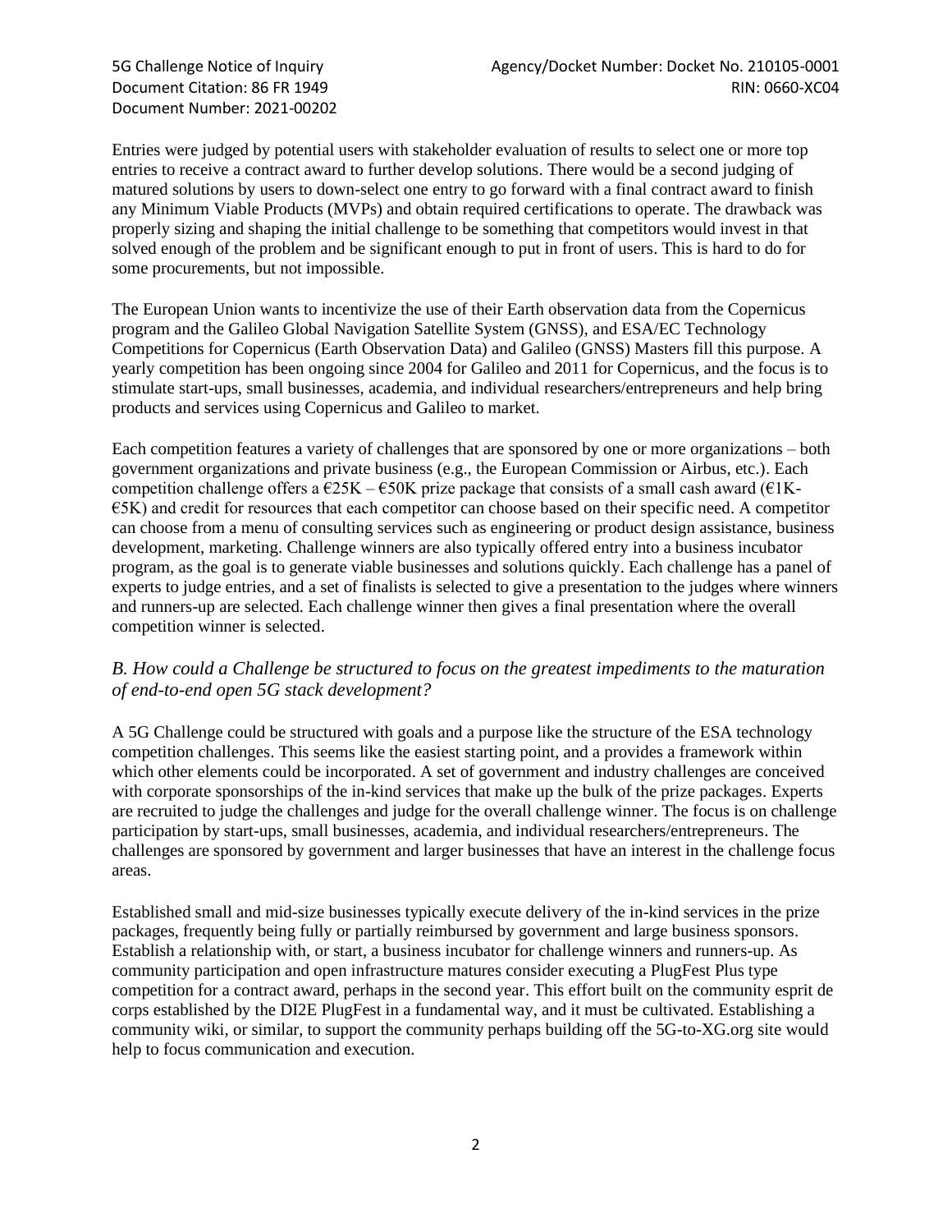Entries were judged by potential users with stakeholder evaluation of results to select one or more top entries to receive a contract award to further develop solutions. There would be a second judging of matured solutions by users to down-select one entry to go forward with a final contract award to finish any Minimum Viable Products (MVPs) and obtain required certifications to operate. The drawback was properly sizing and shaping the initial challenge to be something that competitors would invest in that solved enough of the problem and be significant enough to put in front of users. This is hard to do for some procurements, but not impossible.

The European Union wants to incentivize the use of their Earth observation data from the Copernicus program and the Galileo Global Navigation Satellite System (GNSS), and ESA/EC Technology Competitions for Copernicus (Earth Observation Data) and Galileo (GNSS) Masters fill this purpose. A yearly competition has been ongoing since 2004 for Galileo and 2011 for Copernicus, and the focus is to stimulate start-ups, small businesses, academia, and individual researchers/entrepreneurs and help bring products and services using Copernicus and Galileo to market.

Each competition features a variety of challenges that are sponsored by one or more organizations – both government organizations and private business (e.g., the European Commission or Airbus, etc.). Each competition challenge offers a €25K – €50K prize package that consists of a small cash award (€1K-€5K) and credit for resources that each competitor can choose based on their specific need. A competitor can choose from a menu of consulting services such as engineering or product design assistance, business development, marketing. Challenge winners are also typically offered entry into a business incubator program, as the goal is to generate viable businesses and solutions quickly. Each challenge has a panel of experts to judge entries, and a set of finalists is selected to give a presentation to the judges where winners and runners-up are selected. Each challenge winner then gives a final presentation where the overall competition winner is selected.

### *B. How could a Challenge be structured to focus on the greatest impediments to the maturation of end-to-end open 5G stack development?*

A 5G Challenge could be structured with goals and a purpose like the structure of the ESA technology competition challenges. This seems like the easiest starting point, and a provides a framework within which other elements could be incorporated. A set of government and industry challenges are conceived with corporate sponsorships of the in-kind services that make up the bulk of the prize packages. Experts are recruited to judge the challenges and judge for the overall challenge winner. The focus is on challenge participation by start-ups, small businesses, academia, and individual researchers/entrepreneurs. The challenges are sponsored by government and larger businesses that have an interest in the challenge focus areas.

Established small and mid-size businesses typically execute delivery of the in-kind services in the prize packages, frequently being fully or partially reimbursed by government and large business sponsors. Establish a relationship with, or start, a business incubator for challenge winners and runners-up. As community participation and open infrastructure matures consider executing a PlugFest Plus type competition for a contract award, perhaps in the second year. This effort built on the community esprit de corps established by the DI2E PlugFest in a fundamental way, and it must be cultivated. Establishing a community wiki, or similar, to support the community perhaps building off the 5G-to-XG.org site would help to focus communication and execution.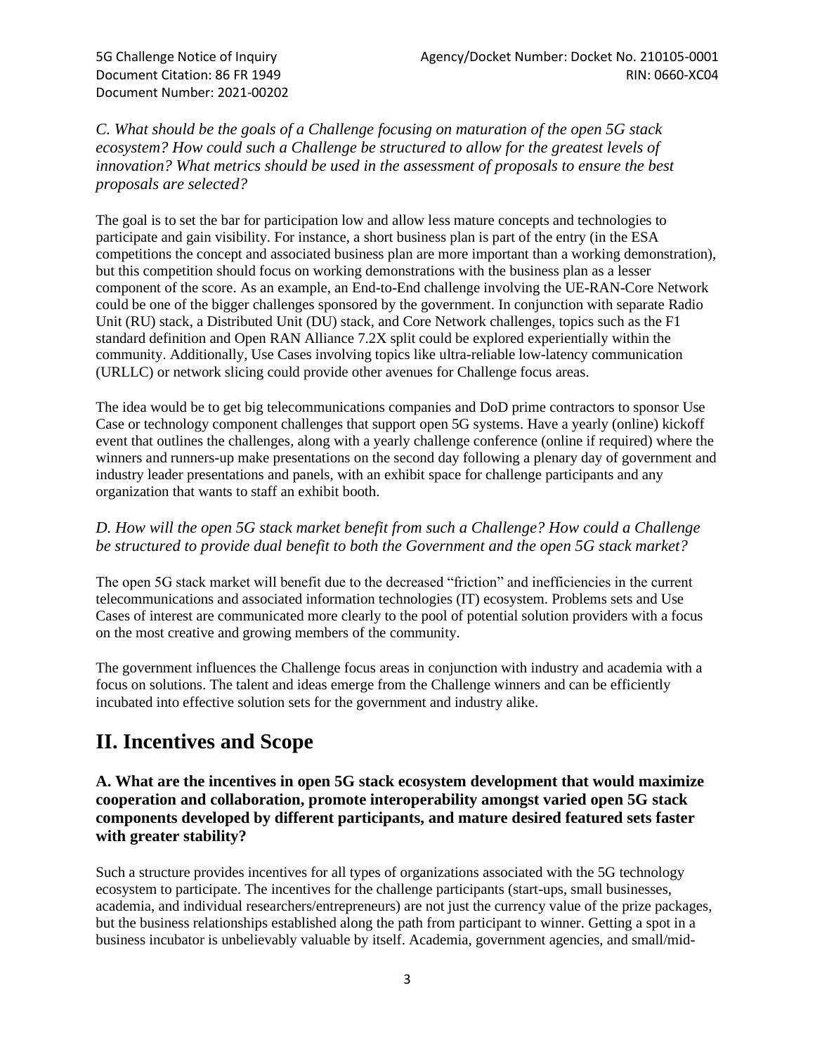*C. What should be the goals of a Challenge focusing on maturation of the open 5G stack ecosystem? How could such a Challenge be structured to allow for the greatest levels of innovation? What metrics should be used in the assessment of proposals to ensure the best proposals are selected?*

The goal is to set the bar for participation low and allow less mature concepts and technologies to participate and gain visibility. For instance, a short business plan is part of the entry (in the ESA competitions the concept and associated business plan are more important than a working demonstration), but this competition should focus on working demonstrations with the business plan as a lesser component of the score. As an example, an End-to-End challenge involving the UE-RAN-Core Network could be one of the bigger challenges sponsored by the government. In conjunction with separate Radio Unit (RU) stack, a Distributed Unit (DU) stack, and Core Network challenges, topics such as the F1 standard definition and Open RAN Alliance 7.2X split could be explored experientially within the community. Additionally, Use Cases involving topics like ultra-reliable low-latency communication (URLLC) or network slicing could provide other avenues for Challenge focus areas.

The idea would be to get big telecommunications companies and DoD prime contractors to sponsor Use Case or technology component challenges that support open 5G systems. Have a yearly (online) kickoff event that outlines the challenges, along with a yearly challenge conference (online if required) where the winners and runners-up make presentations on the second day following a plenary day of government and industry leader presentations and panels, with an exhibit space for challenge participants and any organization that wants to staff an exhibit booth.

*D. How will the open 5G stack market benefit from such a Challenge? How could a Challenge be structured to provide dual benefit to both the Government and the open 5G stack market?*

The open 5G stack market will benefit due to the decreased "friction" and inefficiencies in the current telecommunications and associated information technologies (IT) ecosystem. Problems sets and Use Cases of interest are communicated more clearly to the pool of potential solution providers with a focus on the most creative and growing members of the community.

The government influences the Challenge focus areas in conjunction with industry and academia with a focus on solutions. The talent and ideas emerge from the Challenge winners and can be efficiently incubated into effective solution sets for the government and industry alike.

# II. Incentives and Scope

### A. What are the incentives in open 5G stack ecosystem development that would maximize cooperation and collaboration, promote interoperability amongst varied open 5G stack components developed by different participants, and mature desired featured sets faster with greater stability?

Such a structure provides incentives for all types of organizations associated with the 5G technology ecosystem to participate. The incentives for the challenge participants (start-ups, small businesses, academia, and individual researchers/entrepreneurs) are not just the currency value of the prize packages, but the business relationships established along the path from participant to winner. Getting a spot in a business incubator is unbelievably valuable by itself. Academia, government agencies, and small/mid-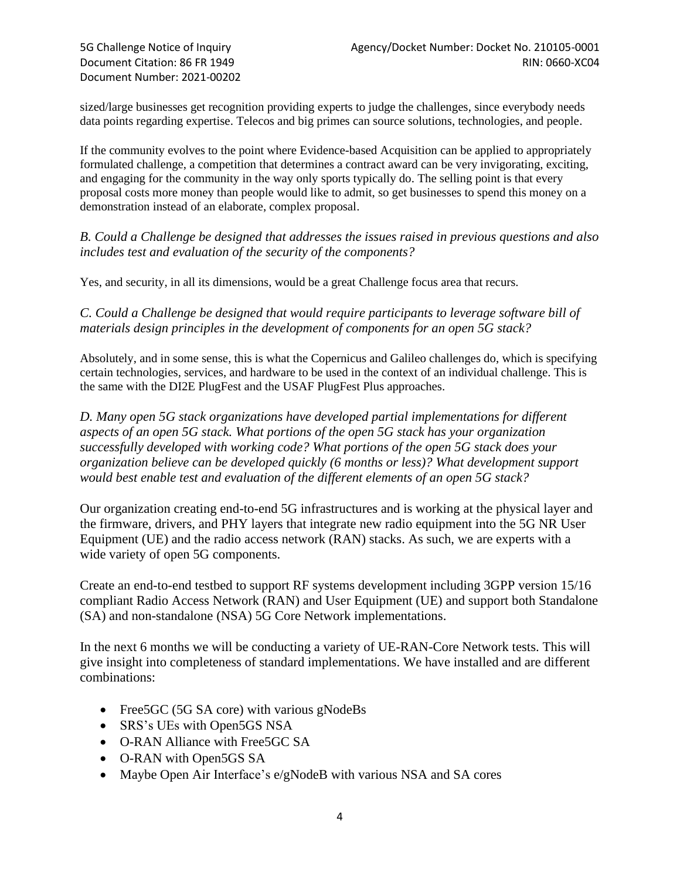sized/large businesses get recognition providing experts to judge the challenges, since everybody needs data points regarding expertise. Telecos and big primes can source solutions, technologies, and people.

If the community evolves to the point where Evidence-based Acquisition can be applied to appropriately formulated challenge, a competition that determines a contract award can be very invigorating, exciting, and engaging for the community in the way only sports typically do. The selling point is that every proposal costs more money than people would like to admit, so get businesses to spend this money on a demonstration instead of an elaborate, complex proposal.

*B. Could a Challenge be designed that addresses the issues raised in previous questions and also includes test and evaluation of the security of the components?*

Yes, and security, in all its dimensions, would be a great Challenge focus area that recurs.

*C. Could a Challenge be designed that would require participants to leverage software bill of materials design principles in the development of components for an open 5G stack?*

Absolutely, and in some sense, this is what the Copernicus and Galileo challenges do, which is specifying certain technologies, services, and hardware to be used in the context of an individual challenge. This is the same with the DI2E PlugFest and the USAF PlugFest Plus approaches.

*D. Many open 5G stack organizations have developed partial implementations for different aspects of an open 5G stack. What portions of the open 5G stack has your organization successfully developed with working code? What portions of the open 5G stack does your organization believe can be developed quickly (6 months or less)? What development support would best enable test and evaluation of the different elements of an open 5G stack?*

Our organization creating end-to-end 5G infrastructures and is working at the physical layer and the firmware, drivers, and PHY layers that integrate new radio equipment into the 5G NR User Equipment (UE) and the radio access network (RAN) stacks. As such, we are experts with a wide variety of open 5G components.

Create an end-to-end testbed to support RF systems development including 3GPP version 15/16 compliant Radio Access Network (RAN) and User Equipment (UE) and support both Standalone (SA) and non-standalone (NSA) 5G Core Network implementations.

In the next 6 months we will be conducting a variety of UE-RAN-Core Network tests. This will give insight into completeness of standard implementations. We have installed and are different combinations:

- Free5GC (5G SA core) with various gNodeBs
- SRS's UEs with Open5GS NSA
- O-RAN Alliance with Free5GC SA
- O-RAN with Open5GS SA
- Maybe Open Air Interface's e/gNodeB with various NSA and SA cores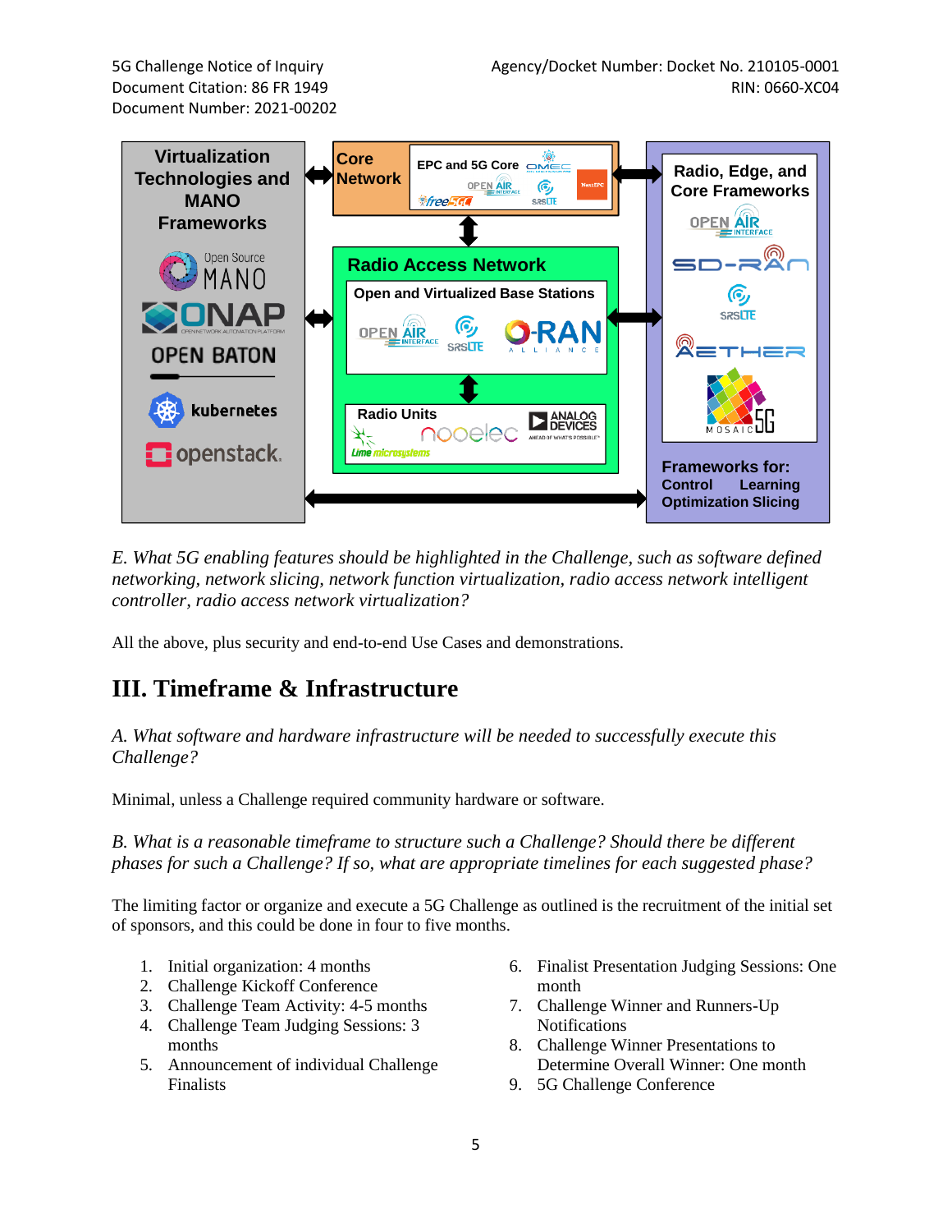Virtualization Technologies and MANO Frameworks

Core Network

EPC and 5G Core

Radio Access Network

Open and Virtualized Base Stations

Radio Units

Radio, Edge, and Core Frameworks

Frameworks for:
Control Learning
Optimization Slicing

*E. What 5G enabling features should be highlighted in the Challenge, such as software defined networking, network slicing, network function virtualization, radio access network intelligent controller, radio access network virtualization?*

All the above, plus security and end-to-end Use Cases and demonstrations.

## III. Timeframe & Infrastructure

*A. What software and hardware infrastructure will be needed to successfully execute this Challenge?*

Minimal, unless a Challenge required community hardware or software.

*B. What is a reasonable timeframe to structure such a Challenge? Should there be different phases for such a Challenge? If so, what are appropriate timelines for each suggested phase?*

The limiting factor or organize and execute a 5G Challenge as outlined is the recruitment of the initial set of sponsors, and this could be done in four to five months.

1. Initial organization: 4 months
2. Challenge Kickoff Conference
3. Challenge Team Activity: 4-5 months
4. Challenge Team Judging Sessions: 3 months
5. Announcement of individual Challenge Finalists
6. Finalist Presentation Judging Sessions: One month
7. Challenge Winner and Runners-Up Notifications
8. Challenge Winner Presentations to Determine Overall Winner: One month
9. 5G Challenge Conference